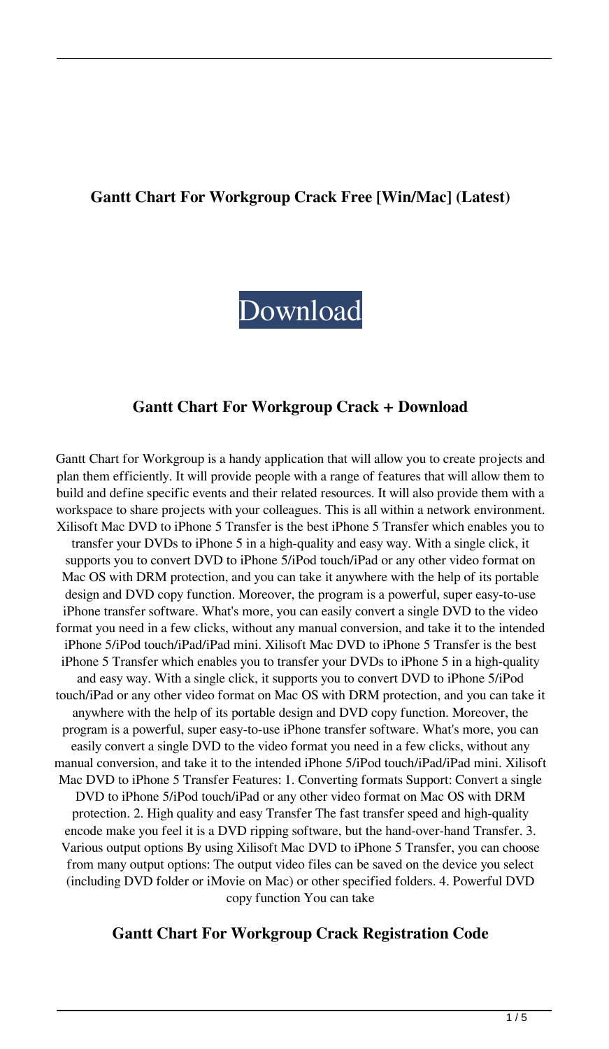**Gantt Chart For Workgroup Crack Free [Win/Mac] (Latest)**

Download

### Gantt Chart For Workgroup Crack + Download

Gantt Chart for Workgroup is a handy application that will allow you to create projects and plan them efficiently. It will provide people with a range of features that will allow them to build and define specific events and their related resources. It will also provide them with a workspace to share projects with your colleagues. This is all within a network environment. Xilisoft Mac DVD to iPhone 5 Transfer is the best iPhone 5 Transfer which enables you to transfer your DVDs to iPhone 5 in a high-quality and easy way. With a single click, it supports you to convert DVD to iPhone 5/iPod touch/iPad or any other video format on Mac OS with DRM protection, and you can take it anywhere with the help of its portable design and DVD copy function. Moreover, the program is a powerful, super easy-to-use iPhone transfer software. What's more, you can easily convert a single DVD to the video format you need in a few clicks, without any manual conversion, and take it to the intended iPhone 5/iPod touch/iPad/iPad mini. Xilisoft Mac DVD to iPhone 5 Transfer is the best iPhone 5 Transfer which enables you to transfer your DVDs to iPhone 5 in a high-quality and easy way. With a single click, it supports you to convert DVD to iPhone 5/iPod touch/iPad or any other video format on Mac OS with DRM protection, and you can take it anywhere with the help of its portable design and DVD copy function. Moreover, the program is a powerful, super easy-to-use iPhone transfer software. What's more, you can easily convert a single DVD to the video format you need in a few clicks, without any manual conversion, and take it to the intended iPhone 5/iPod touch/iPad/iPad mini. Xilisoft Mac DVD to iPhone 5 Transfer Features: 1. Converting formats Support: Convert a single DVD to iPhone 5/iPod touch/iPad or any other video format on Mac OS with DRM protection. 2. High quality and easy Transfer The fast transfer speed and high-quality encode make you feel it is a DVD ripping software, but the hand-over-hand Transfer. 3. Various output options By using Xilisoft Mac DVD to iPhone 5 Transfer, you can choose from many output options: The output video files can be saved on the device you select (including DVD folder or iMovie on Mac) or other specified folders. 4. Powerful DVD copy function You can take

### Gantt Chart For Workgroup Crack Registration Code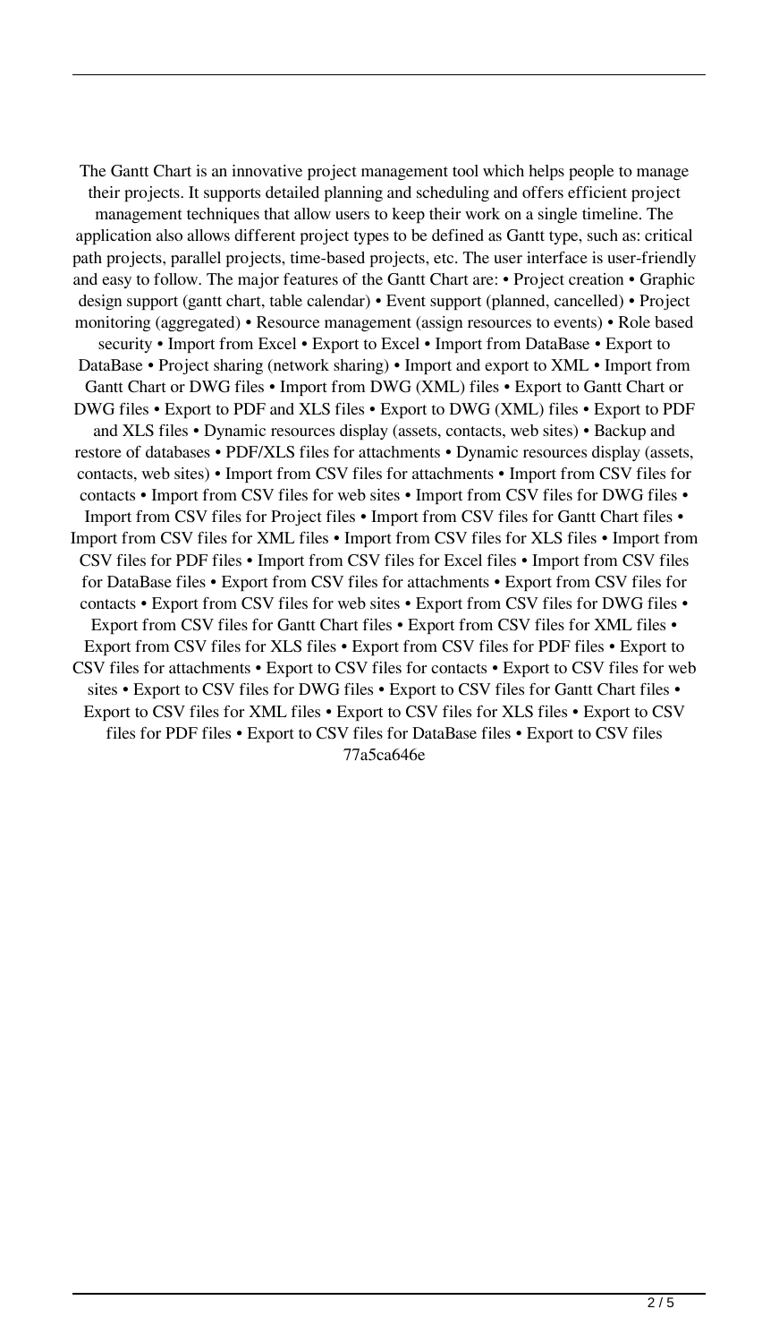The Gantt Chart is an innovative project management tool which helps people to manage their projects. It supports detailed planning and scheduling and offers efficient project management techniques that allow users to keep their work on a single timeline. The application also allows different project types to be defined as Gantt type, such as: critical path projects, parallel projects, time-based projects, etc. The user interface is user-friendly and easy to follow. The major features of the Gantt Chart are: • Project creation • Graphic design support (gantt chart, table calendar) • Event support (planned, cancelled) • Project monitoring (aggregated) • Resource management (assign resources to events) • Role based security • Import from Excel • Export to Excel • Import from DataBase • Export to DataBase • Project sharing (network sharing) • Import and export to XML • Import from Gantt Chart or DWG files • Import from DWG (XML) files • Export to Gantt Chart or DWG files • Export to PDF and XLS files • Export to DWG (XML) files • Export to PDF and XLS files • Dynamic resources display (assets, contacts, web sites) • Backup and restore of databases • PDF/XLS files for attachments • Dynamic resources display (assets, contacts, web sites) • Import from CSV files for attachments • Import from CSV files for contacts • Import from CSV files for web sites • Import from CSV files for DWG files • Import from CSV files for Project files • Import from CSV files for Gantt Chart files • Import from CSV files for XML files • Import from CSV files for XLS files • Import from CSV files for PDF files • Import from CSV files for Excel files • Import from CSV files for DataBase files • Export from CSV files for attachments • Export from CSV files for contacts • Export from CSV files for web sites • Export from CSV files for DWG files • Export from CSV files for Gantt Chart files • Export from CSV files for XML files • Export from CSV files for XLS files • Export from CSV files for PDF files • Export to CSV files for attachments • Export to CSV files for contacts • Export to CSV files for web sites • Export to CSV files for DWG files • Export to CSV files for Gantt Chart files • Export to CSV files for XML files • Export to CSV files for XLS files • Export to CSV files for PDF files • Export to CSV files for DataBase files • Export to CSV files 77a5ca646e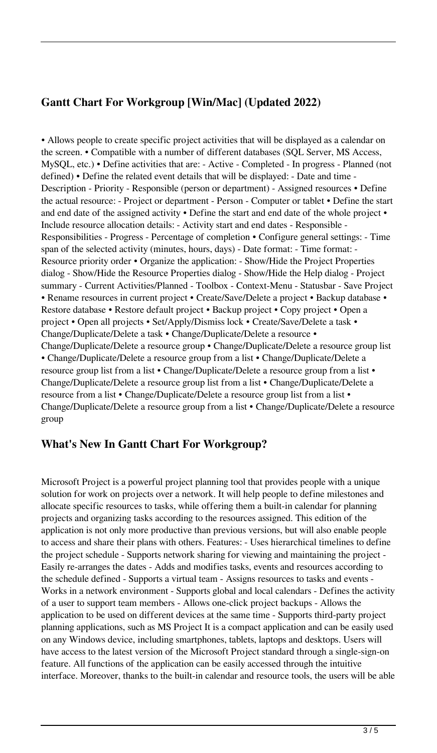## Gantt Chart For Workgroup [Win/Mac] (Updated 2022)

• Allows people to create specific project activities that will be displayed as a calendar on the screen. • Compatible with a number of different databases (SQL Server, MS Access, MySQL, etc.) • Define activities that are: - Active - Completed - In progress - Planned (not defined) • Define the related event details that will be displayed: - Date and time - Description - Priority - Responsible (person or department) - Assigned resources • Define the actual resource: - Project or department - Person - Computer or tablet • Define the start and end date of the assigned activity • Define the start and end date of the whole project • Include resource allocation details: - Activity start and end dates - Responsible - Responsibilities - Progress - Percentage of completion • Configure general settings: - Time span of the selected activity (minutes, hours, days) - Date format: - Time format: - Resource priority order • Organize the application: - Show/Hide the Project Properties dialog - Show/Hide the Resource Properties dialog - Show/Hide the Help dialog - Project summary - Current Activities/Planned - Toolbox - Context-Menu - Statusbar - Save Project • Rename resources in current project • Create/Save/Delete a project • Backup database • Restore database • Restore default project • Backup project • Copy project • Open a project • Open all projects • Set/Apply/Dismiss lock • Create/Save/Delete a task • Change/Duplicate/Delete a task • Change/Duplicate/Delete a resource • Change/Duplicate/Delete a resource group • Change/Duplicate/Delete a resource group list • Change/Duplicate/Delete a resource group from a list • Change/Duplicate/Delete a resource group list from a list • Change/Duplicate/Delete a resource group from a list • Change/Duplicate/Delete a resource group list from a list • Change/Duplicate/Delete a resource from a list • Change/Duplicate/Delete a resource group list from a list • Change/Duplicate/Delete a resource group from a list • Change/Duplicate/Delete a resource group

## What's New In Gantt Chart For Workgroup?

Microsoft Project is a powerful project planning tool that provides people with a unique solution for work on projects over a network. It will help people to define milestones and allocate specific resources to tasks, while offering them a built-in calendar for planning projects and organizing tasks according to the resources assigned. This edition of the application is not only more productive than previous versions, but will also enable people to access and share their plans with others. Features: - Uses hierarchical timelines to define the project schedule - Supports network sharing for viewing and maintaining the project - Easily re-arranges the dates - Adds and modifies tasks, events and resources according to the schedule defined - Supports a virtual team - Assigns resources to tasks and events - Works in a network environment - Supports global and local calendars - Defines the activity of a user to support team members - Allows one-click project backups - Allows the application to be used on different devices at the same time - Supports third-party project planning applications, such as MS Project It is a compact application and can be easily used on any Windows device, including smartphones, tablets, laptops and desktops. Users will have access to the latest version of the Microsoft Project standard through a single-sign-on feature. All functions of the application can be easily accessed through the intuitive interface. Moreover, thanks to the built-in calendar and resource tools, the users will be able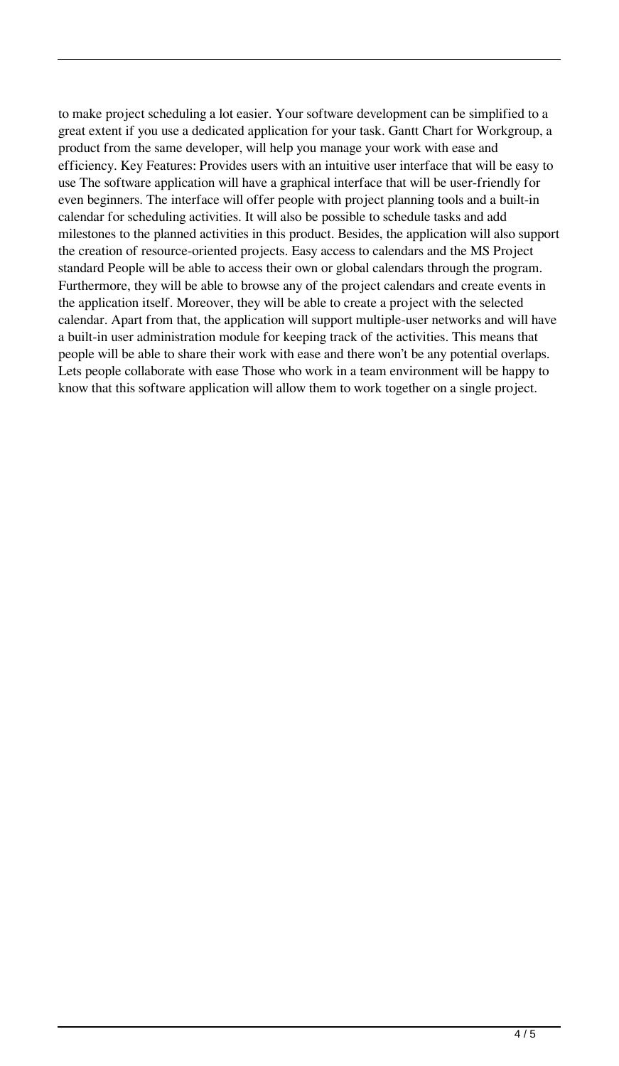to make project scheduling a lot easier. Your software development can be simplified to a great extent if you use a dedicated application for your task. Gantt Chart for Workgroup, a product from the same developer, will help you manage your work with ease and efficiency. Key Features: Provides users with an intuitive user interface that will be easy to use The software application will have a graphical interface that will be user-friendly for even beginners. The interface will offer people with project planning tools and a built-in calendar for scheduling activities. It will also be possible to schedule tasks and add milestones to the planned activities in this product. Besides, the application will also support the creation of resource-oriented projects. Easy access to calendars and the MS Project standard People will be able to access their own or global calendars through the program. Furthermore, they will be able to browse any of the project calendars and create events in the application itself. Moreover, they will be able to create a project with the selected calendar. Apart from that, the application will support multiple-user networks and will have a built-in user administration module for keeping track of the activities. This means that people will be able to share their work with ease and there won't be any potential overlaps. Lets people collaborate with ease Those who work in a team environment will be happy to know that this software application will allow them to work together on a single project.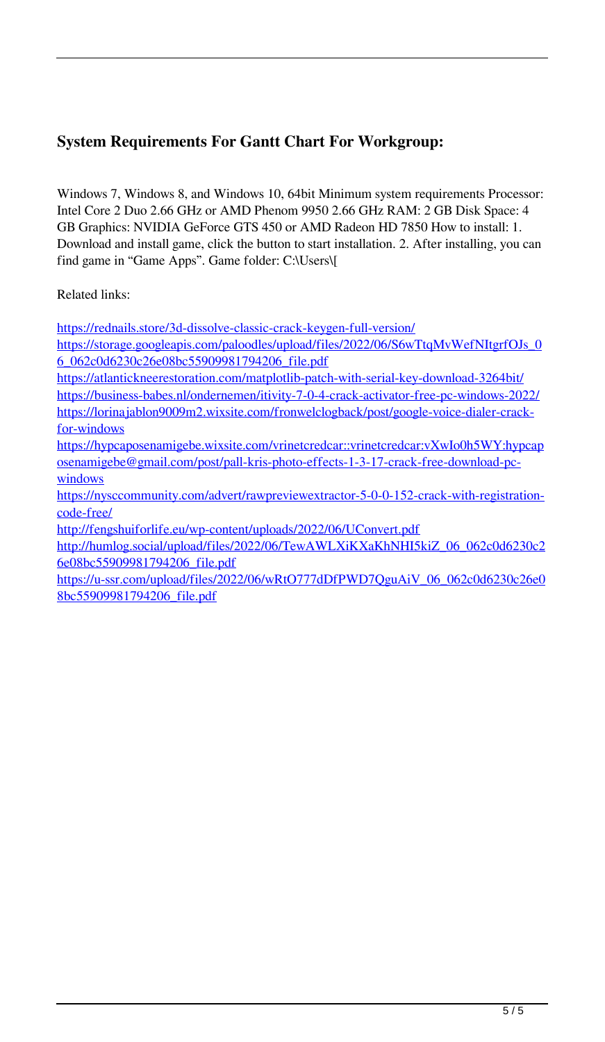## System Requirements For Gantt Chart For Workgroup:

Windows 7, Windows 8, and Windows 10, 64bit Minimum system requirements Processor: Intel Core 2 Duo 2.66 GHz or AMD Phenom 9950 2.66 GHz RAM: 2 GB Disk Space: 4 GB Graphics: NVIDIA GeForce GTS 450 or AMD Radeon HD 7850 How to install: 1. Download and install game, click the button to start installation. 2. After installing, you can find game in "Game Apps". Game folder: C:\Users\[

Related links:

https://rednails.store/3d-dissolve-classic-crack-keygen-full-version/
https://storage.googleapis.com/paloodles/upload/files/2022/06/S6wTtqMvWefNItgrfOJs_06_062c0d6230c26e08bc55909981794206_file.pdf
https://atlantickneerestoration.com/matplotlib-patch-with-serial-key-download-3264bit/
https://business-babes.nl/ondernemen/itivity-7-0-4-crack-activator-free-pc-windows-2022/
https://lorinajablon9009m2.wixsite.com/fronwelclogback/post/google-voice-dialer-crack-for-windows
https://hypcaposenamigebe.wixsite.com/vrinetcredcar::vrinetcredcar:vXwIo0h5WY:hypcaposenamigebe@gmail.com/post/pall-kris-photo-effects-1-3-17-crack-free-download-pc-windows
https://nysccommunity.com/advert/rawpreviewextractor-5-0-0-152-crack-with-registration-code-free/
http://fengshuiforlife.eu/wp-content/uploads/2022/06/UConvert.pdf
http://humlog.social/upload/files/2022/06/TewAWLXiKXaKhNHI5kiZ_06_062c0d6230c26e08bc55909981794206_file.pdf
https://u-ssr.com/upload/files/2022/06/wRtO777dDfPWD7QguAiV_06_062c0d6230c26e08bc55909981794206_file.pdf